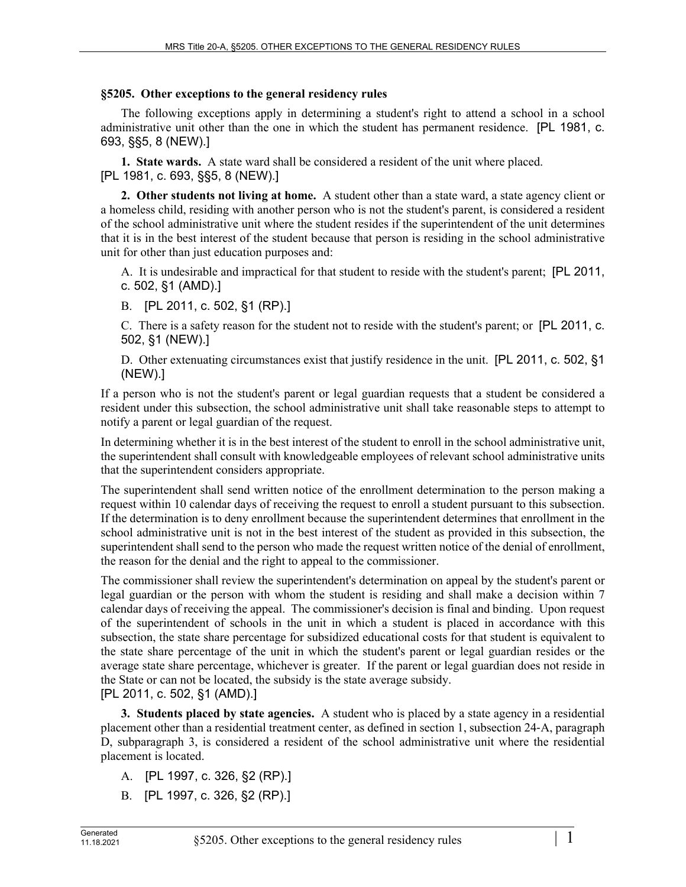## §5205. Other exceptions to the general residency rules

The following exceptions apply in determining a student's right to attend a school in a school administrative unit other than the one in which the student has permanent residence. [PL 1981, c. 693, §§5, 8 (NEW).]

**1. State wards.** A state ward shall be considered a resident of the unit where placed. [PL 1981, c. 693, §§5, 8 (NEW).]

**2. Other students not living at home.** A student other than a state ward, a state agency client or a homeless child, residing with another person who is not the student's parent, is considered a resident of the school administrative unit where the student resides if the superintendent of the unit determines that it is in the best interest of the student because that person is residing in the school administrative unit for other than just education purposes and:

A. It is undesirable and impractical for that student to reside with the student's parent; [PL 2011, c. 502, §1 (AMD).]

B. [PL 2011, c. 502, §1 (RP).]

C. There is a safety reason for the student not to reside with the student's parent; or [PL 2011, c. 502, §1 (NEW).]

D. Other extenuating circumstances exist that justify residence in the unit. [PL 2011, c. 502, §1 (NEW).]

If a person who is not the student's parent or legal guardian requests that a student be considered a resident under this subsection, the school administrative unit shall take reasonable steps to attempt to notify a parent or legal guardian of the request.

In determining whether it is in the best interest of the student to enroll in the school administrative unit, the superintendent shall consult with knowledgeable employees of relevant school administrative units that the superintendent considers appropriate.

The superintendent shall send written notice of the enrollment determination to the person making a request within 10 calendar days of receiving the request to enroll a student pursuant to this subsection. If the determination is to deny enrollment because the superintendent determines that enrollment in the school administrative unit is not in the best interest of the student as provided in this subsection, the superintendent shall send to the person who made the request written notice of the denial of enrollment, the reason for the denial and the right to appeal to the commissioner.

The commissioner shall review the superintendent's determination on appeal by the student's parent or legal guardian or the person with whom the student is residing and shall make a decision within 7 calendar days of receiving the appeal. The commissioner's decision is final and binding. Upon request of the superintendent of schools in the unit in which a student is placed in accordance with this subsection, the state share percentage for subsidized educational costs for that student is equivalent to the state share percentage of the unit in which the student's parent or legal guardian resides or the average state share percentage, whichever is greater. If the parent or legal guardian does not reside in the State or can not be located, the subsidy is the state average subsidy.
[PL 2011, c. 502, §1 (AMD).]

**3. Students placed by state agencies.** A student who is placed by a state agency in a residential placement other than a residential treatment center, as defined in section 1, subsection 24-A, paragraph D, subparagraph 3, is considered a resident of the school administrative unit where the residential placement is located.

A. [PL 1997, c. 326, §2 (RP).]

B. [PL 1997, c. 326, §2 (RP).]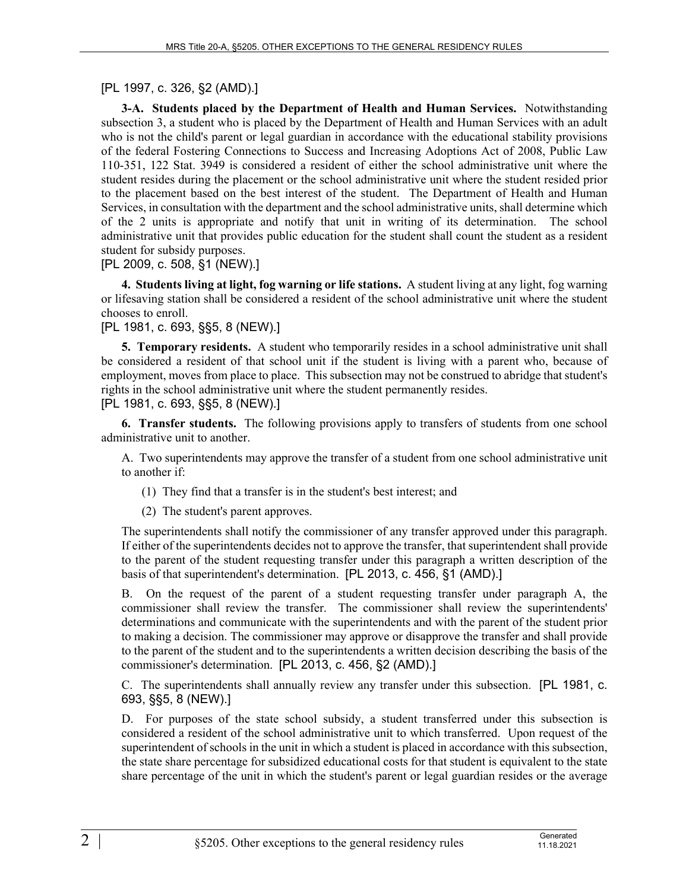[PL 1997, c. 326, §2 (AMD).]

**3-A. Students placed by the Department of Health and Human Services.** Notwithstanding subsection 3, a student who is placed by the Department of Health and Human Services with an adult who is not the child's parent or legal guardian in accordance with the educational stability provisions of the federal Fostering Connections to Success and Increasing Adoptions Act of 2008, Public Law 110-351, 122 Stat. 3949 is considered a resident of either the school administrative unit where the student resides during the placement or the school administrative unit where the student resided prior to the placement based on the best interest of the student. The Department of Health and Human Services, in consultation with the department and the school administrative units, shall determine which of the 2 units is appropriate and notify that unit in writing of its determination. The school administrative unit that provides public education for the student shall count the student as a resident student for subsidy purposes.

[PL 2009, c. 508, §1 (NEW).]

**4. Students living at light, fog warning or life stations.** A student living at any light, fog warning or lifesaving station shall be considered a resident of the school administrative unit where the student chooses to enroll.

[PL 1981, c. 693, §§5, 8 (NEW).]

**5. Temporary residents.** A student who temporarily resides in a school administrative unit shall be considered a resident of that school unit if the student is living with a parent who, because of employment, moves from place to place. This subsection may not be construed to abridge that student's rights in the school administrative unit where the student permanently resides.

[PL 1981, c. 693, §§5, 8 (NEW).]

**6. Transfer students.** The following provisions apply to transfers of students from one school administrative unit to another.

A. Two superintendents may approve the transfer of a student from one school administrative unit to another if:

(1) They find that a transfer is in the student's best interest; and

(2) The student's parent approves.

The superintendents shall notify the commissioner of any transfer approved under this paragraph. If either of the superintendents decides not to approve the transfer, that superintendent shall provide to the parent of the student requesting transfer under this paragraph a written description of the basis of that superintendent's determination. [PL 2013, c. 456, §1 (AMD).]

B. On the request of the parent of a student requesting transfer under paragraph A, the commissioner shall review the transfer. The commissioner shall review the superintendents' determinations and communicate with the superintendents and with the parent of the student prior to making a decision. The commissioner may approve or disapprove the transfer and shall provide to the parent of the student and to the superintendents a written decision describing the basis of the commissioner's determination. [PL 2013, c. 456, §2 (AMD).]

C. The superintendents shall annually review any transfer under this subsection. [PL 1981, c. 693, §§5, 8 (NEW).]

D. For purposes of the state school subsidy, a student transferred under this subsection is considered a resident of the school administrative unit to which transferred. Upon request of the superintendent of schools in the unit in which a student is placed in accordance with this subsection, the state share percentage for subsidized educational costs for that student is equivalent to the state share percentage of the unit in which the student's parent or legal guardian resides or the average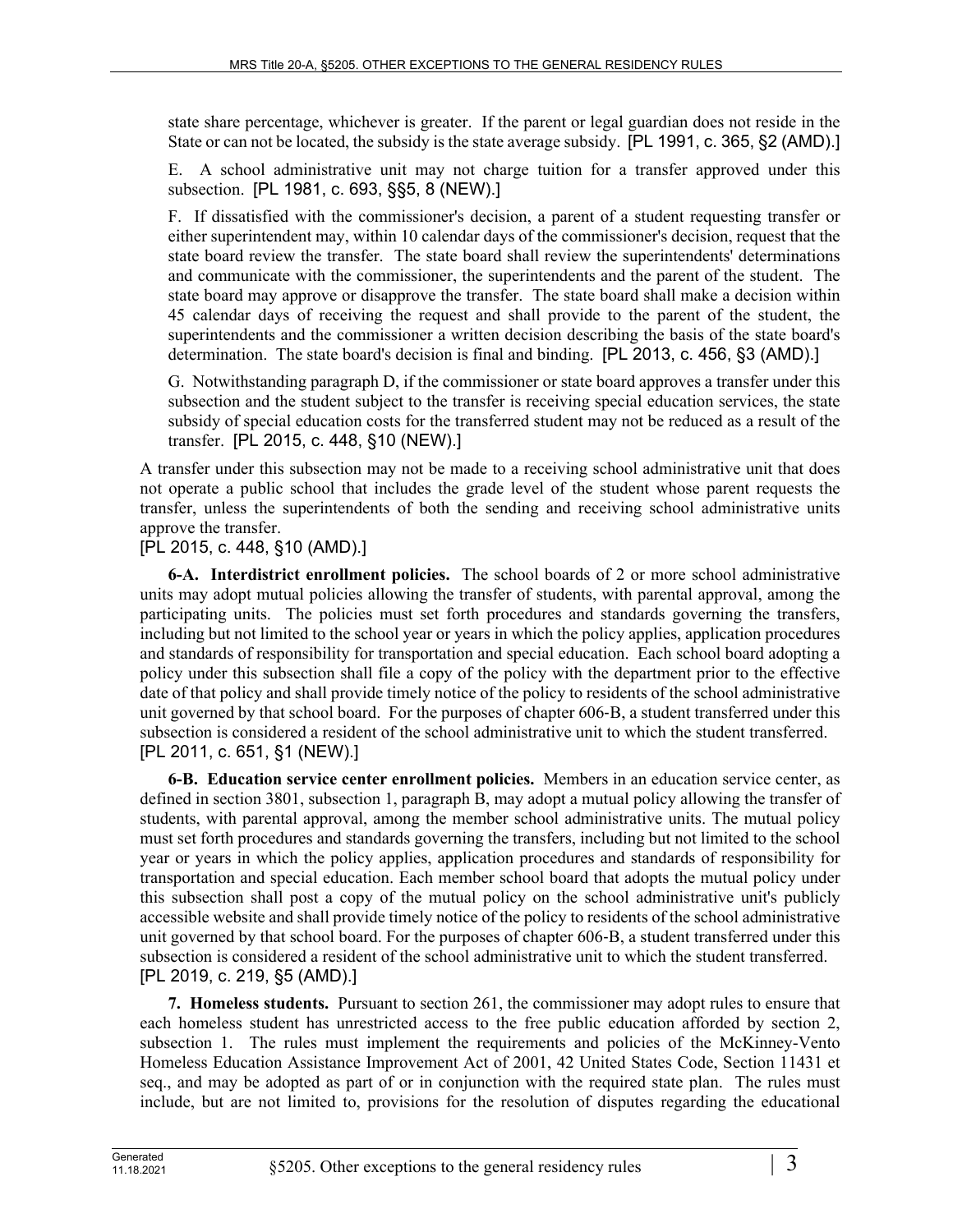state share percentage, whichever is greater. If the parent or legal guardian does not reside in the State or can not be located, the subsidy is the state average subsidy. [PL 1991, c. 365, §2 (AMD).]

E. A school administrative unit may not charge tuition for a transfer approved under this subsection. [PL 1981, c. 693, §§5, 8 (NEW).]

F. If dissatisfied with the commissioner's decision, a parent of a student requesting transfer or either superintendent may, within 10 calendar days of the commissioner's decision, request that the state board review the transfer. The state board shall review the superintendents' determinations and communicate with the commissioner, the superintendents and the parent of the student. The state board may approve or disapprove the transfer. The state board shall make a decision within 45 calendar days of receiving the request and shall provide to the parent of the student, the superintendents and the commissioner a written decision describing the basis of the state board's determination. The state board's decision is final and binding. [PL 2013, c. 456, §3 (AMD).]

G. Notwithstanding paragraph D, if the commissioner or state board approves a transfer under this subsection and the student subject to the transfer is receiving special education services, the state subsidy of special education costs for the transferred student may not be reduced as a result of the transfer. [PL 2015, c. 448, §10 (NEW).]

A transfer under this subsection may not be made to a receiving school administrative unit that does not operate a public school that includes the grade level of the student whose parent requests the transfer, unless the superintendents of both the sending and receiving school administrative units approve the transfer.

[PL 2015, c. 448, §10 (AMD).]

**6-A. Interdistrict enrollment policies.** The school boards of 2 or more school administrative units may adopt mutual policies allowing the transfer of students, with parental approval, among the participating units. The policies must set forth procedures and standards governing the transfers, including but not limited to the school year or years in which the policy applies, application procedures and standards of responsibility for transportation and special education. Each school board adopting a policy under this subsection shall file a copy of the policy with the department prior to the effective date of that policy and shall provide timely notice of the policy to residents of the school administrative unit governed by that school board. For the purposes of chapter 606-B, a student transferred under this subsection is considered a resident of the school administrative unit to which the student transferred.
[PL 2011, c. 651, §1 (NEW).]

**6-B. Education service center enrollment policies.** Members in an education service center, as defined in section 3801, subsection 1, paragraph B, may adopt a mutual policy allowing the transfer of students, with parental approval, among the member school administrative units. The mutual policy must set forth procedures and standards governing the transfers, including but not limited to the school year or years in which the policy applies, application procedures and standards of responsibility for transportation and special education. Each member school board that adopts the mutual policy under this subsection shall post a copy of the mutual policy on the school administrative unit's publicly accessible website and shall provide timely notice of the policy to residents of the school administrative unit governed by that school board. For the purposes of chapter 606-B, a student transferred under this subsection is considered a resident of the school administrative unit to which the student transferred.
[PL 2019, c. 219, §5 (AMD).]

**7. Homeless students.** Pursuant to section 261, the commissioner may adopt rules to ensure that each homeless student has unrestricted access to the free public education afforded by section 2, subsection 1. The rules must implement the requirements and policies of the McKinney-Vento Homeless Education Assistance Improvement Act of 2001, 42 United States Code, Section 11431 et seq., and may be adopted as part of or in conjunction with the required state plan. The rules must include, but are not limited to, provisions for the resolution of disputes regarding the educational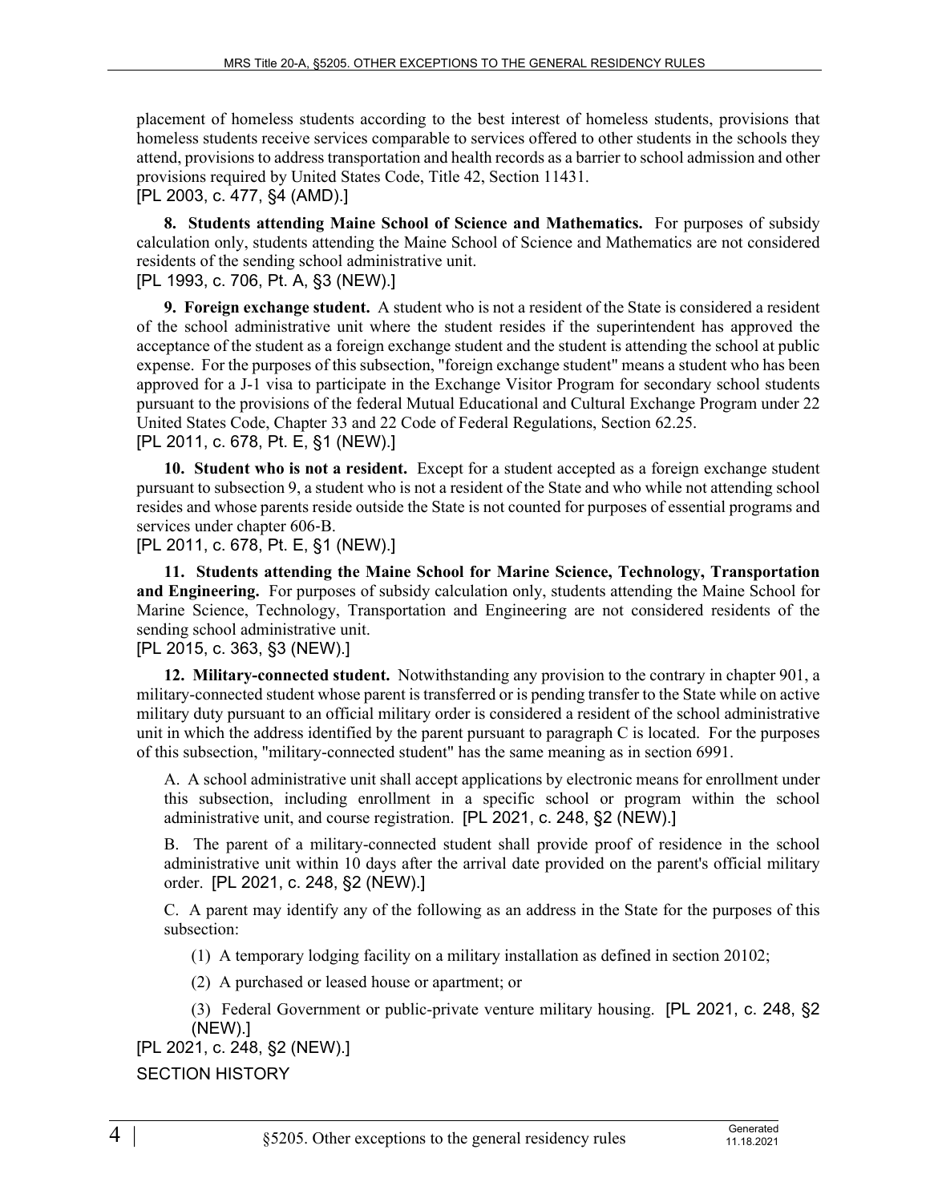placement of homeless students according to the best interest of homeless students, provisions that homeless students receive services comparable to services offered to other students in the schools they attend, provisions to address transportation and health records as a barrier to school admission and other provisions required by United States Code, Title 42, Section 11431.
[PL 2003, c. 477, §4 (AMD).]

**8. Students attending Maine School of Science and Mathematics.** For purposes of subsidy calculation only, students attending the Maine School of Science and Mathematics are not considered residents of the sending school administrative unit.
[PL 1993, c. 706, Pt. A, §3 (NEW).]

**9. Foreign exchange student.** A student who is not a resident of the State is considered a resident of the school administrative unit where the student resides if the superintendent has approved the acceptance of the student as a foreign exchange student and the student is attending the school at public expense. For the purposes of this subsection, "foreign exchange student" means a student who has been approved for a J-1 visa to participate in the Exchange Visitor Program for secondary school students pursuant to the provisions of the federal Mutual Educational and Cultural Exchange Program under 22 United States Code, Chapter 33 and 22 Code of Federal Regulations, Section 62.25.
[PL 2011, c. 678, Pt. E, §1 (NEW).]

**10. Student who is not a resident.** Except for a student accepted as a foreign exchange student pursuant to subsection 9, a student who is not a resident of the State and who while not attending school resides and whose parents reside outside the State is not counted for purposes of essential programs and services under chapter 606-B.
[PL 2011, c. 678, Pt. E, §1 (NEW).]

**11. Students attending the Maine School for Marine Science, Technology, Transportation and Engineering.** For purposes of subsidy calculation only, students attending the Maine School for Marine Science, Technology, Transportation and Engineering are not considered residents of the sending school administrative unit.
[PL 2015, c. 363, §3 (NEW).]

**12. Military-connected student.** Notwithstanding any provision to the contrary in chapter 901, a military-connected student whose parent is transferred or is pending transfer to the State while on active military duty pursuant to an official military order is considered a resident of the school administrative unit in which the address identified by the parent pursuant to paragraph C is located. For the purposes of this subsection, "military-connected student" has the same meaning as in section 6991.

A. A school administrative unit shall accept applications by electronic means for enrollment under this subsection, including enrollment in a specific school or program within the school administrative unit, and course registration. [PL 2021, c. 248, §2 (NEW).]

B. The parent of a military-connected student shall provide proof of residence in the school administrative unit within 10 days after the arrival date provided on the parent's official military order. [PL 2021, c. 248, §2 (NEW).]

C. A parent may identify any of the following as an address in the State for the purposes of this subsection:

(1) A temporary lodging facility on a military installation as defined in section 20102;

(2) A purchased or leased house or apartment; or

(3) Federal Government or public-private venture military housing. [PL 2021, c. 248, §2 (NEW).]

[PL 2021, c. 248, §2 (NEW).]

SECTION HISTORY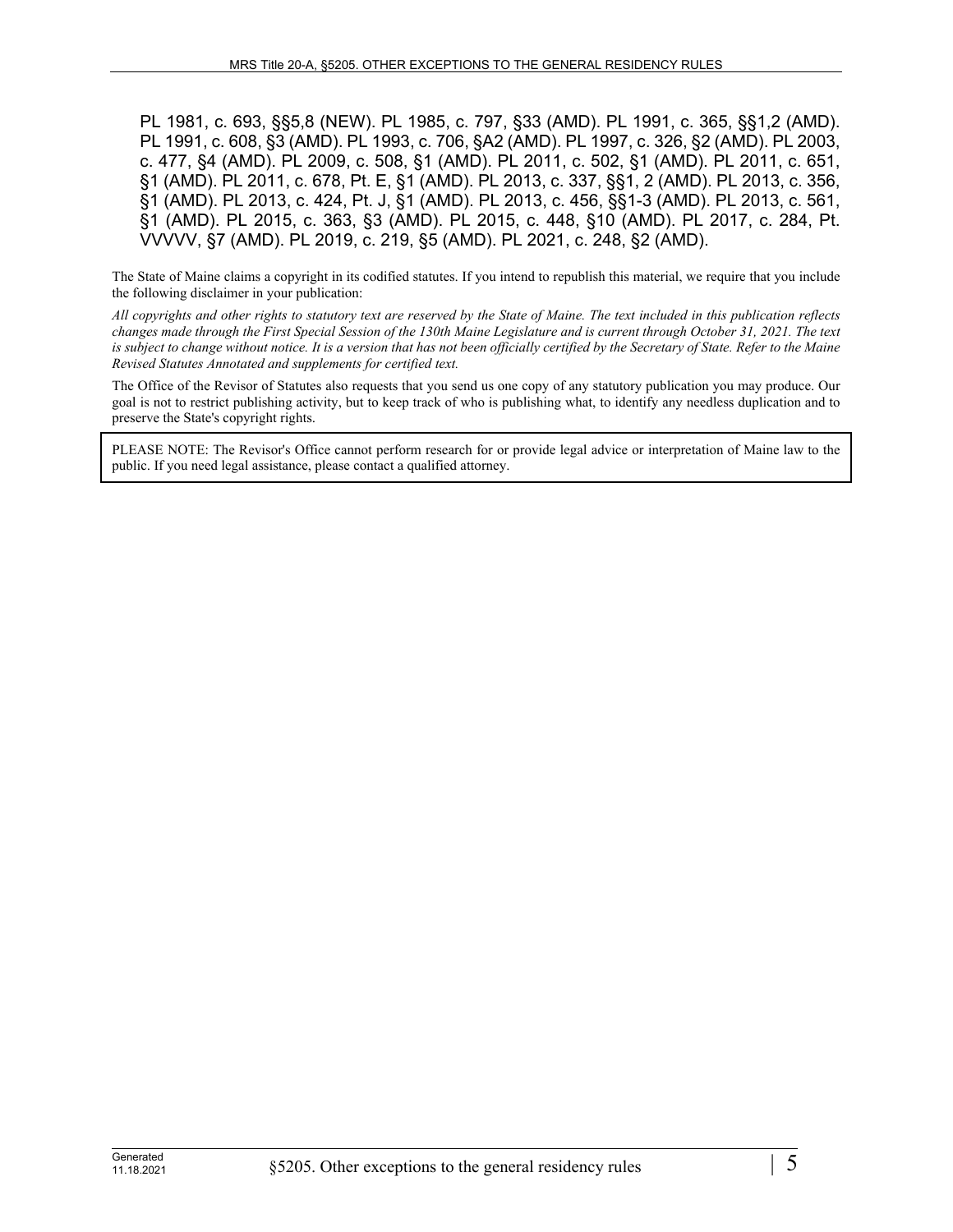PL 1981, c. 693, §§5,8 (NEW). PL 1985, c. 797, §33 (AMD). PL 1991, c. 365, §§1,2 (AMD). PL 1991, c. 608, §3 (AMD). PL 1993, c. 706, §A2 (AMD). PL 1997, c. 326, §2 (AMD). PL 2003, c. 477, §4 (AMD). PL 2009, c. 508, §1 (AMD). PL 2011, c. 502, §1 (AMD). PL 2011, c. 651, §1 (AMD). PL 2011, c. 678, Pt. E, §1 (AMD). PL 2013, c. 337, §§1, 2 (AMD). PL 2013, c. 356, §1 (AMD). PL 2013, c. 424, Pt. J, §1 (AMD). PL 2013, c. 456, §§1-3 (AMD). PL 2013, c. 561, §1 (AMD). PL 2015, c. 363, §3 (AMD). PL 2015, c. 448, §10 (AMD). PL 2017, c. 284, Pt. VVVVV, §7 (AMD). PL 2019, c. 219, §5 (AMD). PL 2021, c. 248, §2 (AMD).

The State of Maine claims a copyright in its codified statutes. If you intend to republish this material, we require that you include the following disclaimer in your publication:

*All copyrights and other rights to statutory text are reserved by the State of Maine. The text included in this publication reflects changes made through the First Special Session of the 130th Maine Legislature and is current through October 31, 2021. The text is subject to change without notice. It is a version that has not been officially certified by the Secretary of State. Refer to the Maine Revised Statutes Annotated and supplements for certified text.*

The Office of the Revisor of Statutes also requests that you send us one copy of any statutory publication you may produce. Our goal is not to restrict publishing activity, but to keep track of who is publishing what, to identify any needless duplication and to preserve the State's copyright rights.

PLEASE NOTE: The Revisor's Office cannot perform research for or provide legal advice or interpretation of Maine law to the public. If you need legal assistance, please contact a qualified attorney.